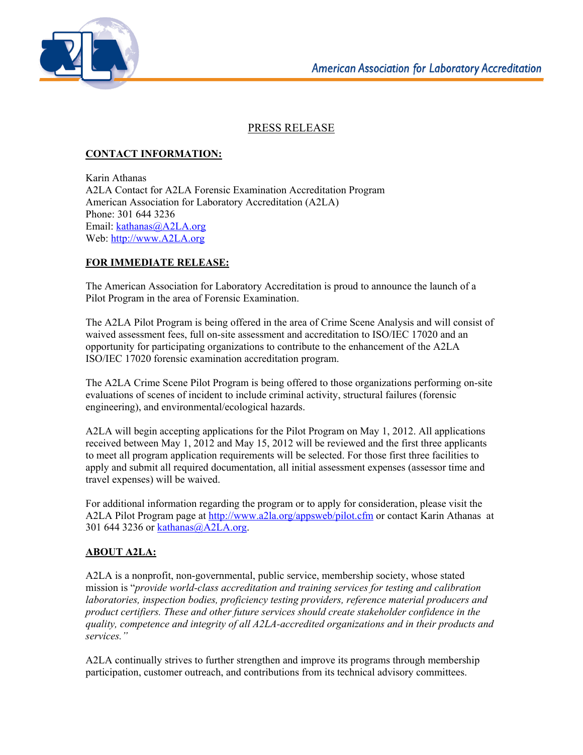American Association for Laboratory Accreditation

# PRESS RELEASE

## CONTACT INFORMATION:

Karin Athanas
A2LA Contact for A2LA Forensic Examination Accreditation Program
American Association for Laboratory Accreditation (A2LA)
Phone: 301 644 3236
Email: kathanas@A2LA.org
Web: http://www.A2LA.org

## FOR IMMEDIATE RELEASE:

The American Association for Laboratory Accreditation is proud to announce the launch of a Pilot Program in the area of Forensic Examination.

The A2LA Pilot Program is being offered in the area of Crime Scene Analysis and will consist of waived assessment fees, full on-site assessment and accreditation to ISO/IEC 17020 and an opportunity for participating organizations to contribute to the enhancement of the A2LA ISO/IEC 17020 forensic examination accreditation program.

The A2LA Crime Scene Pilot Program is being offered to those organizations performing on-site evaluations of scenes of incident to include criminal activity, structural failures (forensic engineering), and environmental/ecological hazards.

A2LA will begin accepting applications for the Pilot Program on May 1, 2012. All applications received between May 1, 2012 and May 15, 2012 will be reviewed and the first three applicants to meet all program application requirements will be selected. For those first three facilities to apply and submit all required documentation, all initial assessment expenses (assessor time and travel expenses) will be waived.

For additional information regarding the program or to apply for consideration, please visit the A2LA Pilot Program page at http://www.a2la.org/appsweb/pilot.cfm or contact Karin Athanas at 301 644 3236 or kathanas@A2LA.org.

## ABOUT A2LA:

A2LA is a nonprofit, non-governmental, public service, membership society, whose stated mission is "*provide world-class accreditation and training services for testing and calibration laboratories, inspection bodies, proficiency testing providers, reference material producers and product certifiers. These and other future services should create stakeholder confidence in the quality, competence and integrity of all A2LA-accredited organizations and in their products and services.*"

A2LA continually strives to further strengthen and improve its programs through membership participation, customer outreach, and contributions from its technical advisory committees.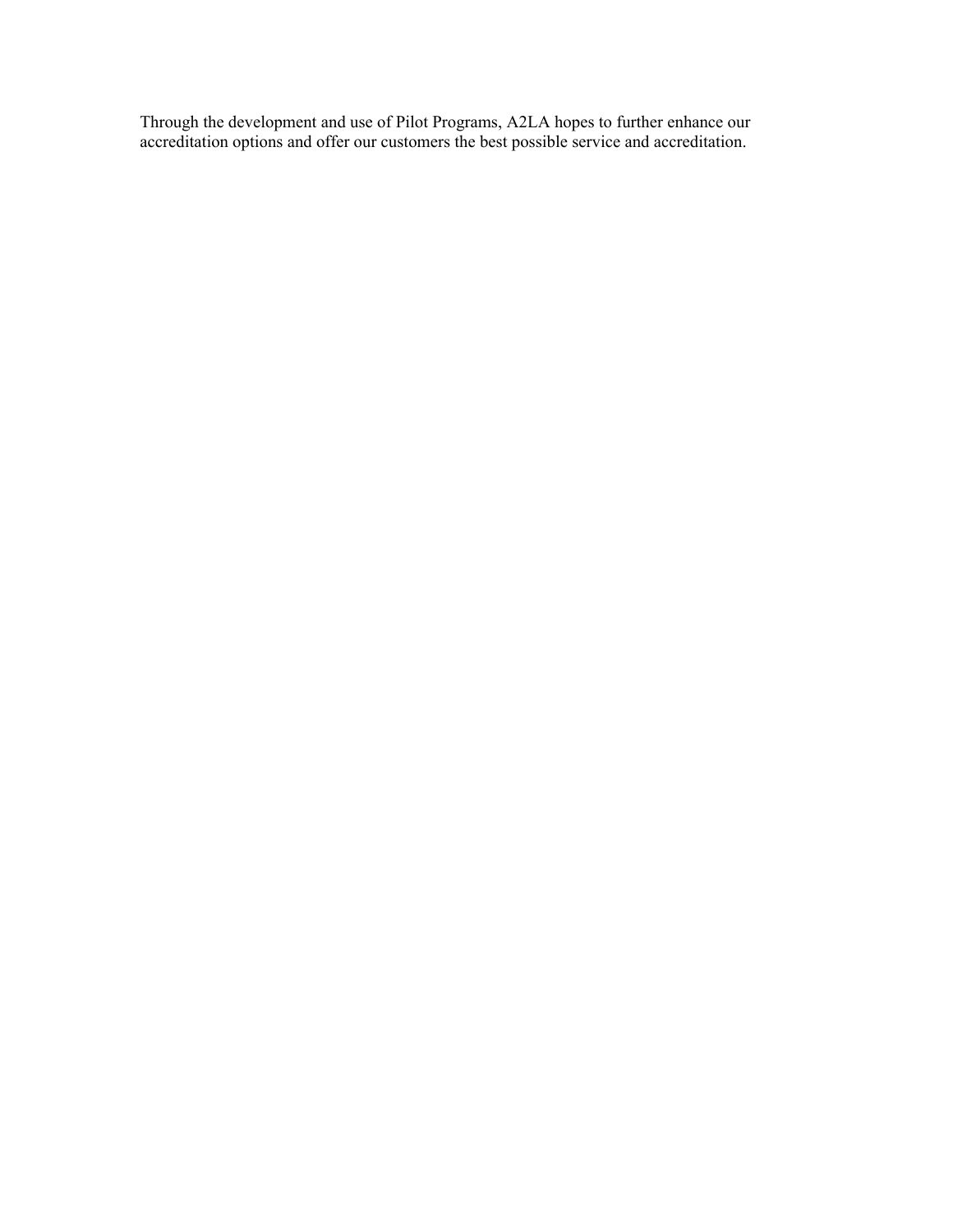Through the development and use of Pilot Programs, A2LA hopes to further enhance our accreditation options and offer our customers the best possible service and accreditation.